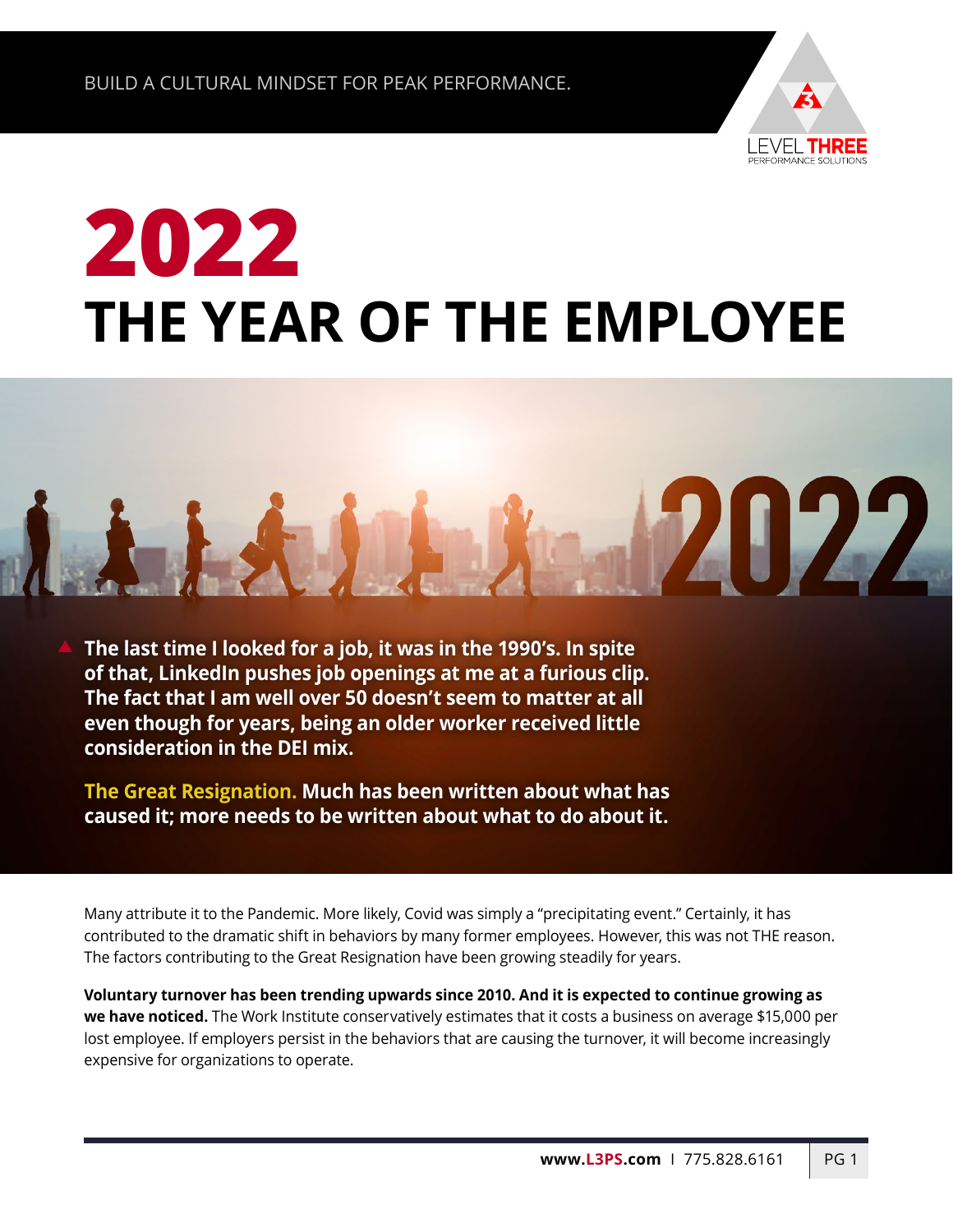BUILD A CULTURAL MINDSET FOR PEAK PERFORMANCE.

# 2022
# THE YEAR OF THE EMPLOYEE

**The last time I looked for a job, it was in the 1990's. In spite of that, LinkedIn pushes job openings at me at a furious clip. The fact that I am well over 50 doesn't seem to matter at all even though for years, being an older worker received little consideration in the DEI mix.**

**The Great Resignation. Much has been written about what has caused it; more needs to be written about what to do about it.**

Many attribute it to the Pandemic. More likely, Covid was simply a "precipitating event." Certainly, it has contributed to the dramatic shift in behaviors by many former employees. However, this was not THE reason. The factors contributing to the Great Resignation have been growing steadily for years.

**Voluntary turnover has been trending upwards since 2010. And it is expected to continue growing as we have noticed.** The Work Institute conservatively estimates that it costs a business on average $15,000 per lost employee. If employers persist in the behaviors that are causing the turnover, it will become increasingly expensive for organizations to operate.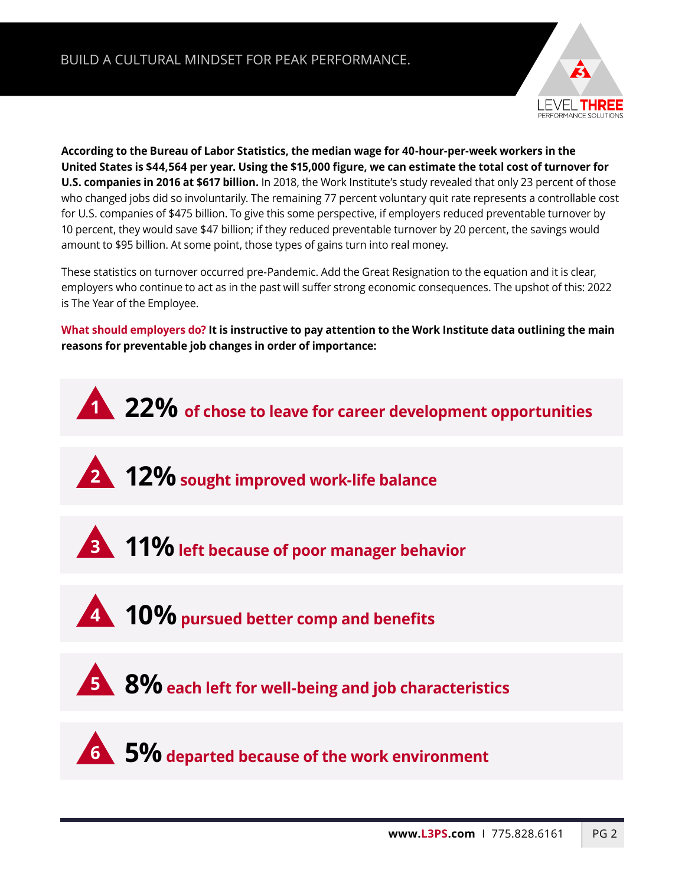**According to the Bureau of Labor Statistics, the median wage for 40-hour-per-week workers in the United States is $44,564 per year. Using the $15,000 figure, we can estimate the total cost of turnover for U.S. companies in 2016 at $617 billion.** In 2018, the Work Institute's study revealed that only 23 percent of those who changed jobs did so involuntarily. The remaining 77 percent voluntary quit rate represents a controllable cost for U.S. companies of $475 billion. To give this some perspective, if employers reduced preventable turnover by 10 percent, they would save $47 billion; if they reduced preventable turnover by 20 percent, the savings would amount to $95 billion. At some point, those types of gains turn into real money.

These statistics on turnover occurred pre-Pandemic. Add the Great Resignation to the equation and it is clear, employers who continue to act as in the past will suffer strong economic consequences. The upshot of this: 2022 is The Year of the Employee.

**What should employers do? It is instructive to pay attention to the Work Institute data outlining the main reasons for preventable job changes in order of importance:**

1. **22%** of chose to leave for career development opportunities
2. **12%** sought improved work-life balance
3. **11%** left because of poor manager behavior
4. **10%** pursued better comp and benefits
5. **8%** each left for well-being and job characteristics
6. **5%** departed because of the work environment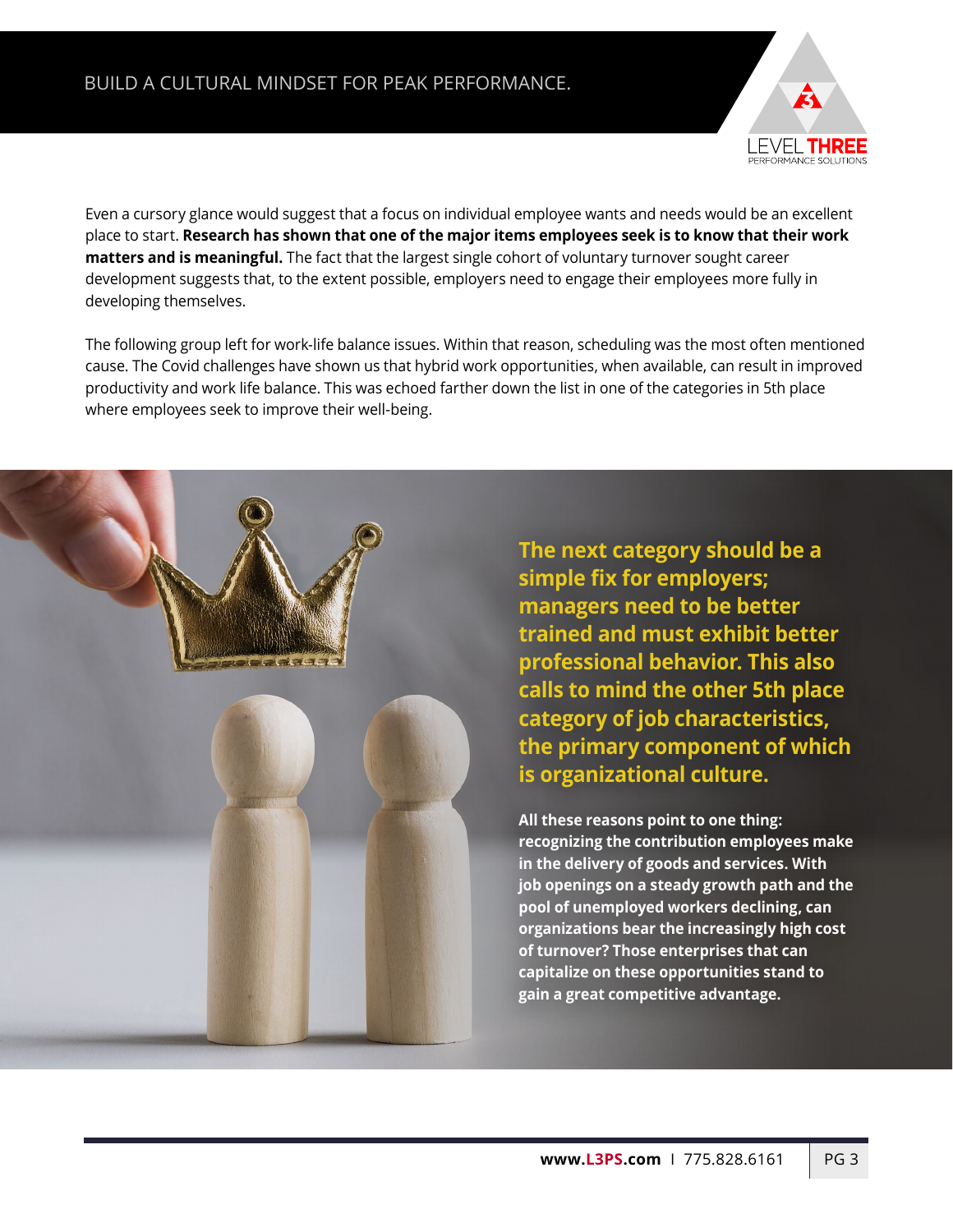Even a cursory glance would suggest that a focus on individual employee wants and needs would be an excellent place to start. **Research has shown that one of the major items employees seek is to know that their work matters and is meaningful.** The fact that the largest single cohort of voluntary turnover sought career development suggests that, to the extent possible, employers need to engage their employees more fully in developing themselves.

The following group left for work-life balance issues. Within that reason, scheduling was the most often mentioned cause. The Covid challenges have shown us that hybrid work opportunities, when available, can result in improved productivity and work life balance. This was echoed farther down the list in one of the categories in 5th place where employees seek to improve their well-being.

**The next category should be a simple fix for employers; managers need to be better trained and must exhibit better professional behavior. This also calls to mind the other 5th place category of job characteristics, the primary component of which is organizational culture.**

**All these reasons point to one thing: recognizing the contribution employees make in the delivery of goods and services. With job openings on a steady growth path and the pool of unemployed workers declining, can organizations bear the increasingly high cost of turnover? Those enterprises that can capitalize on these opportunities stand to gain a great competitive advantage.**